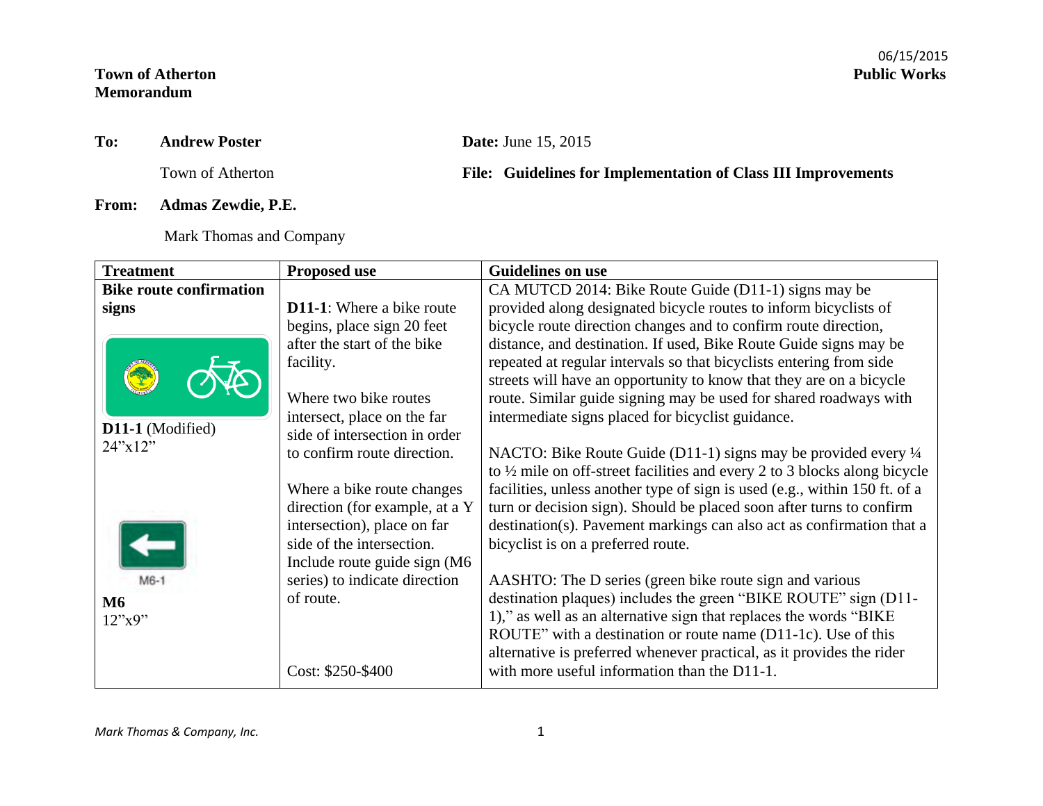**Town of Atherton**
**Memorandum**

06/15/2015
**Public Works**

**To:** **Andrew Poster**
Town of Atherton

**Date:** June 15, 2015

**File: Guidelines for Implementation of Class III Improvements**

**From:** **Admas Zewdie, P.E.**
Mark Thomas and Company

| **Treatment** | **Proposed use** | **Guidelines on use** |
|---|---|---|
| **Bike route confirmation signs**<br><br>**D11-1** (Modified)<br>24"x12"<br><br>M6-1<br>**M6**<br>12"x9" | **D11-1**: Where a bike route begins, place sign 20 feet after the start of the bike facility.<br><br>Where two bike routes intersect, place on the far side of intersection in order to confirm route direction.<br><br>Where a bike route changes direction (for example, at a Y intersection), place on far side of the intersection. Include route guide sign (M6 series) to indicate direction of route.<br><br>Cost: $250-$400 | CA MUTCD 2014: Bike Route Guide (D11-1) signs may be provided along designated bicycle routes to inform bicyclists of bicycle route direction changes and to confirm route direction, distance, and destination. If used, Bike Route Guide signs may be repeated at regular intervals so that bicyclists entering from side streets will have an opportunity to know that they are on a bicycle route. Similar guide signing may be used for shared roadways with intermediate signs placed for bicyclist guidance.<br><br>NACTO: Bike Route Guide (D11-1) signs may be provided every ¼ to ½ mile on off-street facilities and every 2 to 3 blocks along bicycle facilities, unless another type of sign is used (e.g., within 150 ft. of a turn or decision sign). Should be placed soon after turns to confirm destination(s). Pavement markings can also act as confirmation that a bicyclist is on a preferred route.<br><br>AASHTO: The D series (green bike route sign and various destination plaques) includes the green "BIKE ROUTE" sign (D11-1)," as well as an alternative sign that replaces the words "BIKE ROUTE" with a destination or route name (D11-1c). Use of this alternative is preferred whenever practical, as it provides the rider with more useful information than the D11-1. |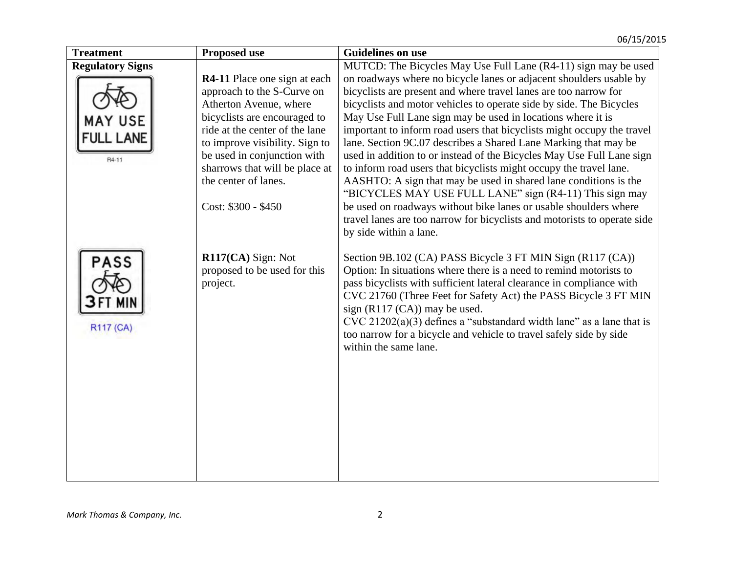| Treatment | Proposed use | Guidelines on use |
|---|---|---|
| **Regulatory Signs** MAY USE FULL LANE R4-11 | **R4-11** Place one sign at each approach to the S-Curve on Atherton Avenue, where bicyclists are encouraged to ride at the center of the lane to improve visibility. Sign to be used in conjunction with sharrows that will be place at the center of lanes. Cost: $300 - $450 | MUTCD: The Bicycles May Use Full Lane (R4-11) sign may be used on roadways where no bicycle lanes or adjacent shoulders usable by bicyclists are present and where travel lanes are too narrow for bicyclists and motor vehicles to operate side by side. The Bicycles May Use Full Lane sign may be used in locations where it is important to inform road users that bicyclists might occupy the travel lane. Section 9C.07 describes a Shared Lane Marking that may be used in addition to or instead of the Bicycles May Use Full Lane sign to inform road users that bicyclists might occupy the travel lane. AASHTO: A sign that may be used in shared lane conditions is the "BICYCLES MAY USE FULL LANE" sign (R4-11) This sign may be used on roadways without bike lanes or usable shoulders where travel lanes are too narrow for bicyclists and motorists to operate side by side within a lane. |
| PASS 3 FT MIN R117 (CA) | **R117(CA)** Sign: Not proposed to be used for this project. | Section 9B.102 (CA) PASS Bicycle 3 FT MIN Sign (R117 (CA)) Option: In situations where there is a need to remind motorists to pass bicyclists with sufficient lateral clearance in compliance with CVC 21760 (Three Feet for Safety Act) the PASS Bicycle 3 FT MIN sign (R117 (CA)) may be used. CVC 21202(a)(3) defines a "substandard width lane" as a lane that is too narrow for a bicycle and vehicle to travel safely side by side within the same lane. |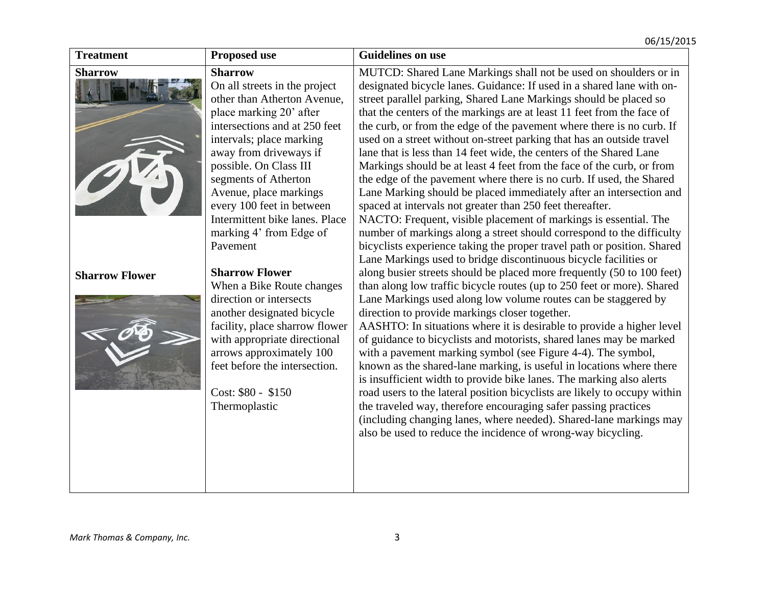| Treatment | Proposed use | Guidelines on use |
|---|---|---|
| **Sharrow**<br><br>**Sharrow Flower** | **Sharrow**<br>On all streets in the project other than Atherton Avenue, place marking 20' after intersections and at 250 feet intervals; place marking away from driveways if possible. On Class III segments of Atherton Avenue, place markings every 100 feet in between Intermittent bike lanes. Place marking 4' from Edge of Pavement<br><br>**Sharrow Flower**<br>When a Bike Route changes direction or intersects another designated bicycle facility, place sharrow flower with appropriate directional arrows approximately 100 feet before the intersection.<br><br>Cost: $80 - $150<br>Thermoplastic | MUTCD: Shared Lane Markings shall not be used on shoulders or in designated bicycle lanes. Guidance: If used in a shared lane with on-street parallel parking, Shared Lane Markings should be placed so that the centers of the markings are at least 11 feet from the face of the curb, or from the edge of the pavement where there is no curb. If used on a street without on-street parking that has an outside travel lane that is less than 14 feet wide, the centers of the Shared Lane Markings should be at least 4 feet from the face of the curb, or from the edge of the pavement where there is no curb. If used, the Shared Lane Marking should be placed immediately after an intersection and spaced at intervals not greater than 250 feet thereafter.<br>NACTO: Frequent, visible placement of markings is essential. The number of markings along a street should correspond to the difficulty bicyclists experience taking the proper travel path or position. Shared Lane Markings used to bridge discontinuous bicycle facilities or along busier streets should be placed more frequently (50 to 100 feet) than along low traffic bicycle routes (up to 250 feet or more). Shared Lane Markings used along low volume routes can be staggered by direction to provide markings closer together.<br>AASHTO: In situations where it is desirable to provide a higher level of guidance to bicyclists and motorists, shared lanes may be marked with a pavement marking symbol (see Figure 4-4). The symbol, known as the shared-lane marking, is useful in locations where there is insufficient width to provide bike lanes. The marking also alerts road users to the lateral position bicyclists are likely to occupy within the traveled way, therefore encouraging safer passing practices (including changing lanes, where needed). Shared-lane markings may also be used to reduce the incidence of wrong-way bicycling. |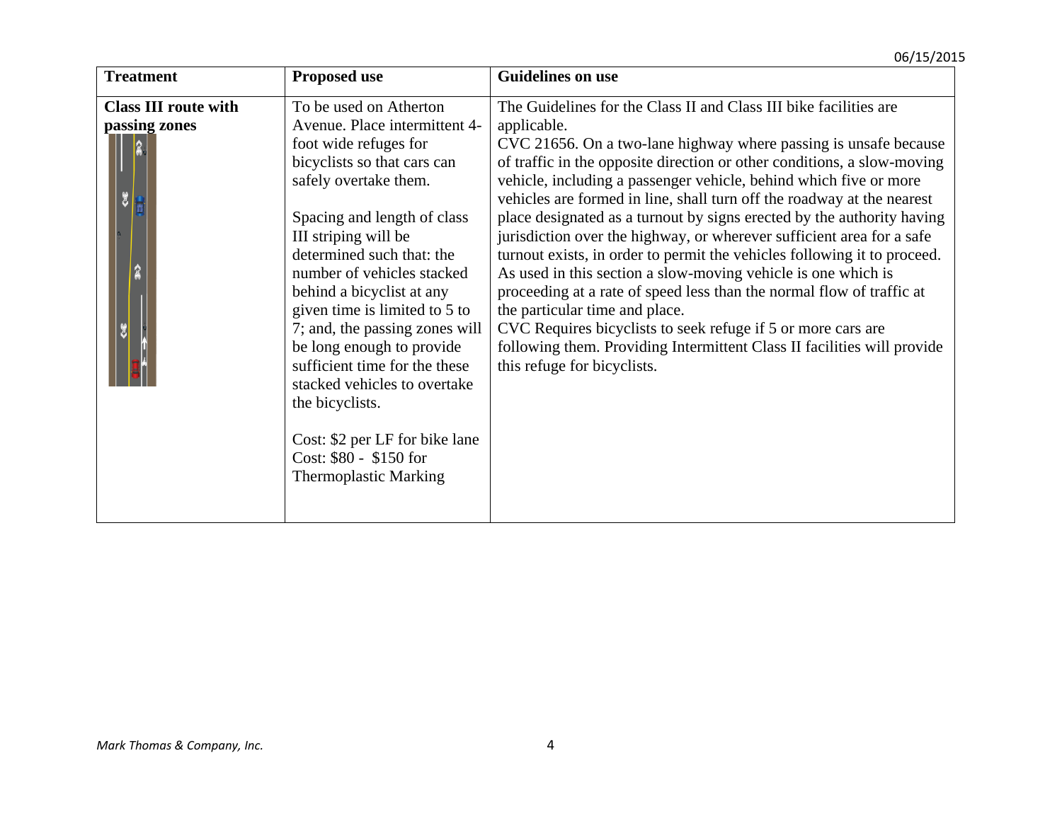| Treatment | Proposed use | Guidelines on use |
| --- | --- | --- |
| **Class III route with passing zones** | To be used on Atherton Avenue. Place intermittent 4-foot wide refuges for bicyclists so that cars can safely overtake them.<br><br>Spacing and length of class III striping will be determined such that: the number of vehicles stacked behind a bicyclist at any given time is limited to 5 to 7; and, the passing zones will be long enough to provide sufficient time for the these stacked vehicles to overtake the bicyclists.<br><br>Cost: $2 per LF for bike lane<br>Cost: $80 - $150 for Thermoplastic Marking | The Guidelines for the Class II and Class III bike facilities are applicable.<br>CVC 21656. On a two-lane highway where passing is unsafe because of traffic in the opposite direction or other conditions, a slow-moving vehicle, including a passenger vehicle, behind which five or more vehicles are formed in line, shall turn off the roadway at the nearest place designated as a turnout by signs erected by the authority having jurisdiction over the highway, or wherever sufficient area for a safe turnout exists, in order to permit the vehicles following it to proceed. As used in this section a slow-moving vehicle is one which is proceeding at a rate of speed less than the normal flow of traffic at the particular time and place.<br>CVC Requires bicyclists to seek refuge if 5 or more cars are following them. Providing Intermittent Class II facilities will provide this refuge for bicyclists. |